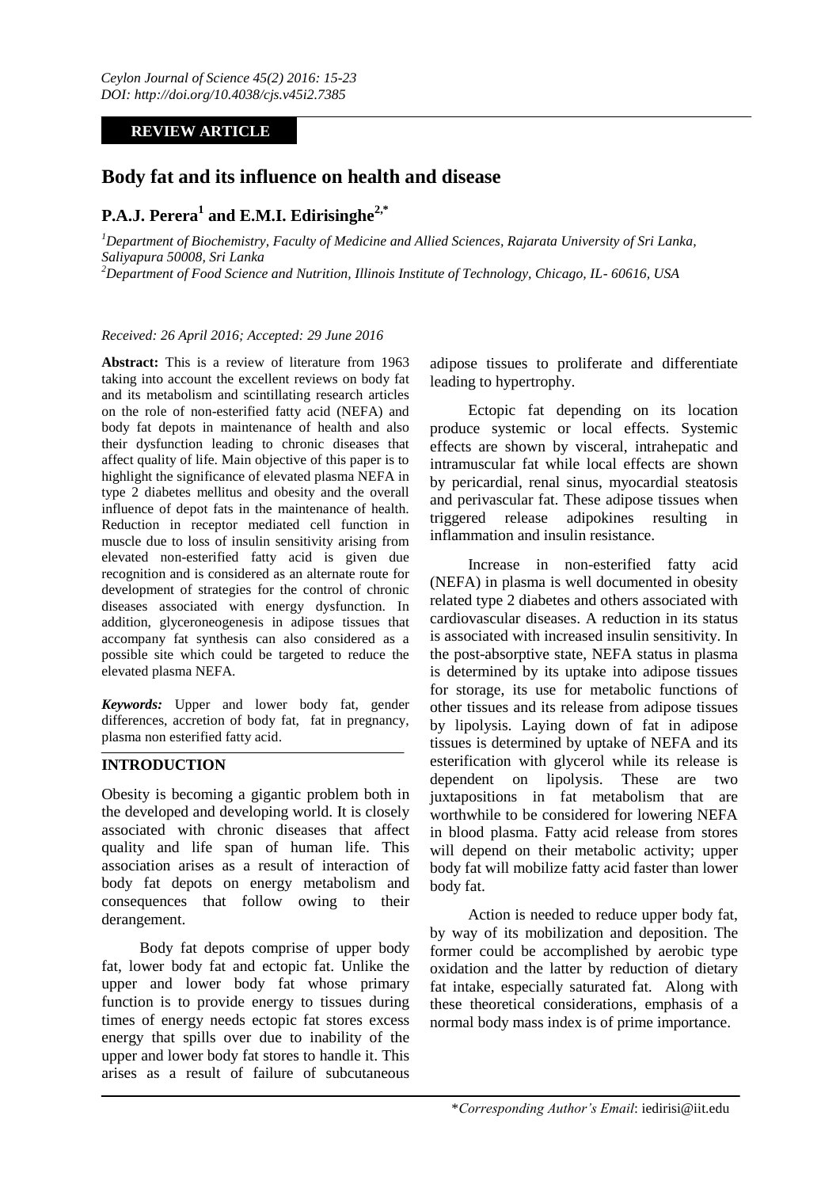*Ceylon Journal of Science 45(2) 2016: 15-23*
*DOI: http://doi.org/10.4038/cjs.v45i2.7385*

**REVIEW ARTICLE**

# Body fat and its influence on health and disease

## P.A.J. Perera[1] and E.M.I. Edirisinghe[2,*]

[1]*Department of Biochemistry, Faculty of Medicine and Allied Sciences, Rajarata University of Sri Lanka, Saliyapura 50008, Sri Lanka*
[2]*Department of Food Science and Nutrition, Illinois Institute of Technology, Chicago, IL- 60616, USA*

*Received: 26 April 2016; Accepted: 29 June 2016*

**Abstract:** This is a review of literature from 1963 taking into account the excellent reviews on body fat and its metabolism and scintillating research articles on the role of non-esterified fatty acid (NEFA) and body fat depots in maintenance of health and also their dysfunction leading to chronic diseases that affect quality of life. Main objective of this paper is to highlight the significance of elevated plasma NEFA in type 2 diabetes mellitus and obesity and the overall influence of depot fats in the maintenance of health. Reduction in receptor mediated cell function in muscle due to loss of insulin sensitivity arising from elevated non-esterified fatty acid is given due recognition and is considered as an alternate route for development of strategies for the control of chronic diseases associated with energy dysfunction. In addition, glyceroneogenesis in adipose tissues that accompany fat synthesis can also considered as a possible site which could be targeted to reduce the elevated plasma NEFA.

***Keywords:*** Upper and lower body fat, gender differences, accretion of body fat, fat in pregnancy, plasma non esterified fatty acid.

## INTRODUCTION

Obesity is becoming a gigantic problem both in the developed and developing world. It is closely associated with chronic diseases that affect quality and life span of human life. This association arises as a result of interaction of body fat depots on energy metabolism and consequences that follow owing to their derangement.

Body fat depots comprise of upper body fat, lower body fat and ectopic fat. Unlike the upper and lower body fat whose primary function is to provide energy to tissues during times of energy needs ectopic fat stores excess energy that spills over due to inability of the upper and lower body fat stores to handle it. This arises as a result of failure of subcutaneous adipose tissues to proliferate and differentiate leading to hypertrophy.

Ectopic fat depending on its location produce systemic or local effects. Systemic effects are shown by visceral, intrahepatic and intramuscular fat while local effects are shown by pericardial, renal sinus, myocardial steatosis and perivascular fat. These adipose tissues when triggered release adipokines resulting in inflammation and insulin resistance.

Increase in non-esterified fatty acid (NEFA) in plasma is well documented in obesity related type 2 diabetes and others associated with cardiovascular diseases. A reduction in its status is associated with increased insulin sensitivity. In the post-absorptive state, NEFA status in plasma is determined by its uptake into adipose tissues for storage, its use for metabolic functions of other tissues and its release from adipose tissues by lipolysis. Laying down of fat in adipose tissues is determined by uptake of NEFA and its esterification with glycerol while its release is dependent on lipolysis. These are two juxtapositions in fat metabolism that are worthwhile to be considered for lowering NEFA in blood plasma. Fatty acid release from stores will depend on their metabolic activity; upper body fat will mobilize fatty acid faster than lower body fat.

Action is needed to reduce upper body fat, by way of its mobilization and deposition. The former could be accomplished by aerobic type oxidation and the latter by reduction of dietary fat intake, especially saturated fat. Along with these theoretical considerations, emphasis of a normal body mass index is of prime importance.

*\*Corresponding Author's Email*: iedirisi@iit.edu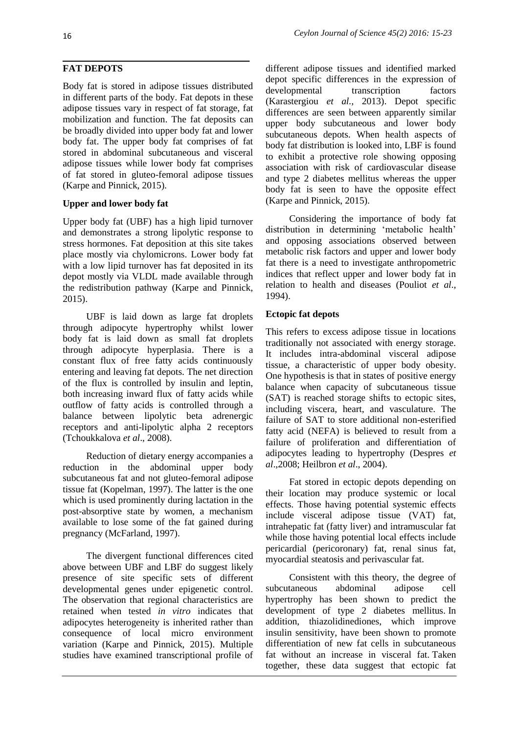## FAT DEPOTS

Body fat is stored in adipose tissues distributed in different parts of the body. Fat depots in these adipose tissues vary in respect of fat storage, fat mobilization and function. The fat deposits can be broadly divided into upper body fat and lower body fat. The upper body fat comprises of fat stored in abdominal subcutaneous and visceral adipose tissues while lower body fat comprises of fat stored in gluteo-femoral adipose tissues (Karpe and Pinnick, 2015).

### Upper and lower body fat

Upper body fat (UBF) has a high lipid turnover and demonstrates a strong lipolytic response to stress hormones. Fat deposition at this site takes place mostly via chylomicrons. Lower body fat with a low lipid turnover has fat deposited in its depot mostly via VLDL made available through the redistribution pathway (Karpe and Pinnick, 2015).

UBF is laid down as large fat droplets through adipocyte hypertrophy whilst lower body fat is laid down as small fat droplets through adipocyte hyperplasia. There is a constant flux of free fatty acids continuously entering and leaving fat depots. The net direction of the flux is controlled by insulin and leptin, both increasing inward flux of fatty acids while outflow of fatty acids is controlled through a balance between lipolytic beta adrenergic receptors and anti-lipolytic alpha 2 receptors (Tchoukkalova *et al*., 2008).

Reduction of dietary energy accompanies a reduction in the abdominal upper body subcutaneous fat and not gluteo-femoral adipose tissue fat (Kopelman, 1997). The latter is the one which is used prominently during lactation in the post-absorptive state by women, a mechanism available to lose some of the fat gained during pregnancy (McFarland, 1997).

The divergent functional differences cited above between UBF and LBF do suggest likely presence of site specific sets of different developmental genes under epigenetic control. The observation that regional characteristics are retained when tested *in vitro* indicates that adipocytes heterogeneity is inherited rather than consequence of local micro environment variation (Karpe and Pinnick, 2015). Multiple studies have examined transcriptional profile of different adipose tissues and identified marked depot specific differences in the expression of developmental transcription factors (Karastergiou *et al.,* 2013). Depot specific differences are seen between apparently similar upper body subcutaneous and lower body subcutaneous depots. When health aspects of body fat distribution is looked into, LBF is found to exhibit a protective role showing opposing association with risk of cardiovascular disease and type 2 diabetes mellitus whereas the upper body fat is seen to have the opposite effect (Karpe and Pinnick, 2015).

Considering the importance of body fat distribution in determining 'metabolic health' and opposing associations observed between metabolic risk factors and upper and lower body fat there is a need to investigate anthropometric indices that reflect upper and lower body fat in relation to health and diseases (Pouliot *et al*., 1994).

### Ectopic fat depots

This refers to excess adipose tissue in locations traditionally not associated with energy storage. It includes intra-abdominal visceral adipose tissue, a characteristic of upper body obesity. One hypothesis is that in states of positive energy balance when capacity of subcutaneous tissue (SAT) is reached storage shifts to ectopic sites, including viscera, heart, and vasculature. The failure of SAT to store additional non-esterified fatty acid (NEFA) is believed to result from a failure of proliferation and differentiation of adipocytes leading to hypertrophy (Despres *et al*.,2008; Heilbron *et al*., 2004).

Fat stored in ectopic depots depending on their location may produce systemic or local effects. Those having potential systemic effects include visceral adipose tissue (VAT) fat, intrahepatic fat (fatty liver) and intramuscular fat while those having potential local effects include pericardial (pericoronary) fat, renal sinus fat, myocardial steatosis and perivascular fat.

Consistent with this theory, the degree of subcutaneous abdominal adipose cell hypertrophy has been shown to predict the development of type 2 diabetes mellitus. In addition, thiazolidinediones, which improve insulin sensitivity, have been shown to promote differentiation of new fat cells in subcutaneous fat without an increase in visceral fat. Taken together, these data suggest that ectopic fat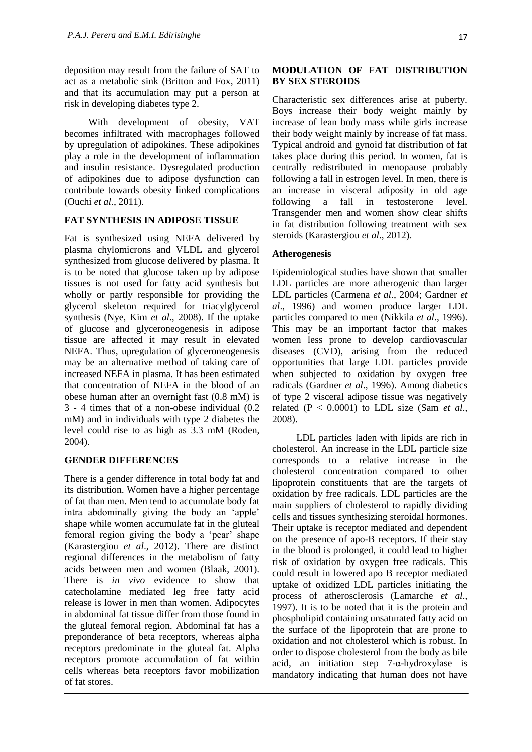deposition may result from the failure of SAT to act as a metabolic sink (Britton and Fox, 2011) and that its accumulation may put a person at risk in developing diabetes type 2.

With development of obesity, VAT becomes infiltrated with macrophages followed by upregulation of adipokines. These adipokines play a role in the development of inflammation and insulin resistance. Dysregulated production of adipokines due to adipose dysfunction can contribute towards obesity linked complications (Ouchi *et al*., 2011).

## FAT SYNTHESIS IN ADIPOSE TISSUE

Fat is synthesized using NEFA delivered by plasma chylomicrons and VLDL and glycerol synthesized from glucose delivered by plasma. It is to be noted that glucose taken up by adipose tissues is not used for fatty acid synthesis but wholly or partly responsible for providing the glycerol skeleton required for triacylglycerol synthesis (Nye, Kim *et al*., 2008). If the uptake of glucose and glyceroneogenesis in adipose tissue are affected it may result in elevated NEFA. Thus, upregulation of glyceroneogenesis may be an alternative method of taking care of increased NEFA in plasma. It has been estimated that concentration of NEFA in the blood of an obese human after an overnight fast (0.8 mM) is 3 - 4 times that of a non-obese individual (0.2 mM) and in individuals with type 2 diabetes the level could rise to as high as 3.3 mM (Roden, 2004).

## GENDER DIFFERENCES

There is a gender difference in total body fat and its distribution. Women have a higher percentage of fat than men. Men tend to accumulate body fat intra abdominally giving the body an 'apple' shape while women accumulate fat in the gluteal femoral region giving the body a 'pear' shape (Karastergiou *et al*., 2012). There are distinct regional differences in the metabolism of fatty acids between men and women (Blaak, 2001). There is *in vivo* evidence to show that catecholamine mediated leg free fatty acid release is lower in men than women. Adipocytes in abdominal fat tissue differ from those found in the gluteal femoral region. Abdominal fat has a preponderance of beta receptors, whereas alpha receptors predominate in the gluteal fat. Alpha receptors promote accumulation of fat within cells whereas beta receptors favor mobilization of fat stores.

## MODULATION OF FAT DISTRIBUTION BY SEX STEROIDS

Characteristic sex differences arise at puberty. Boys increase their body weight mainly by increase of lean body mass while girls increase their body weight mainly by increase of fat mass. Typical android and gynoid fat distribution of fat takes place during this period. In women, fat is centrally redistributed in menopause probably following a fall in estrogen level. In men, there is an increase in visceral adiposity in old age following a fall in testosterone level. Transgender men and women show clear shifts in fat distribution following treatment with sex steroids (Karastergiou *et al*., 2012).

### Atherogenesis

Epidemiological studies have shown that smaller LDL particles are more atherogenic than larger LDL particles (Carmena *et al*., 2004; Gardner *et al*., 1996) and women produce larger LDL particles compared to men (Nikkila *et al*., 1996). This may be an important factor that makes women less prone to develop cardiovascular diseases (CVD), arising from the reduced opportunities that large LDL particles provide when subjected to oxidation by oxygen free radicals (Gardner *et al*., 1996). Among diabetics of type 2 visceral adipose tissue was negatively related ($P < 0.0001$) to LDL size (Sam *et al*., 2008).

LDL particles laden with lipids are rich in cholesterol. An increase in the LDL particle size corresponds to a relative increase in the cholesterol concentration compared to other lipoprotein constituents that are the targets of oxidation by free radicals. LDL particles are the main suppliers of cholesterol to rapidly dividing cells and tissues synthesizing steroidal hormones. Their uptake is receptor mediated and dependent on the presence of apo-B receptors. If their stay in the blood is prolonged, it could lead to higher risk of oxidation by oxygen free radicals. This could result in lowered apo B receptor mediated uptake of oxidized LDL particles initiating the process of atherosclerosis (Lamarche *et al*., 1997). It is to be noted that it is the protein and phospholipid containing unsaturated fatty acid on the surface of the lipoprotein that are prone to oxidation and not cholesterol which is robust. In order to dispose cholesterol from the body as bile acid, an initiation step 7-α-hydroxylase is mandatory indicating that human does not have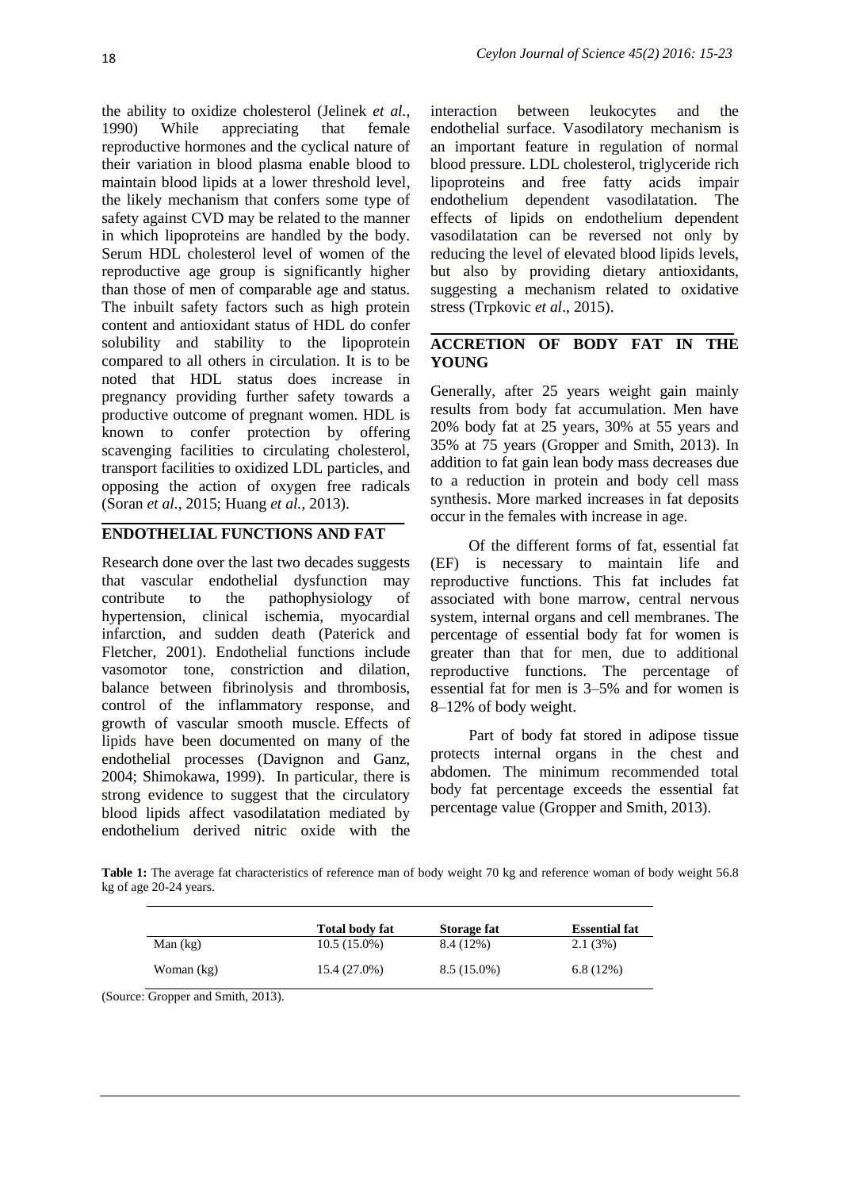the ability to oxidize cholesterol (Jelinek *et al.,* 1990) While appreciating that female reproductive hormones and the cyclical nature of their variation in blood plasma enable blood to maintain blood lipids at a lower threshold level, the likely mechanism that confers some type of safety against CVD may be related to the manner in which lipoproteins are handled by the body. Serum HDL cholesterol level of women of the reproductive age group is significantly higher than those of men of comparable age and status. The inbuilt safety factors such as high protein content and antioxidant status of HDL do confer solubility and stability to the lipoprotein compared to all others in circulation. It is to be noted that HDL status does increase in pregnancy providing further safety towards a productive outcome of pregnant women. HDL is known to confer protection by offering scavenging facilities to circulating cholesterol, transport facilities to oxidized LDL particles, and opposing the action of oxygen free radicals (Soran *et al.,* 2015; Huang *et al.,* 2013).

## ENDOTHELIAL FUNCTIONS AND FAT

Research done over the last two decades suggests that vascular endothelial dysfunction may contribute to the pathophysiology of hypertension, clinical ischemia, myocardial infarction, and sudden death (Paterick and Fletcher, 2001). Endothelial functions include vasomotor tone, constriction and dilation, balance between fibrinolysis and thrombosis, control of the inflammatory response, and growth of vascular smooth muscle. Effects of lipids have been documented on many of the endothelial processes (Davignon and Ganz, 2004; Shimokawa, 1999). In particular, there is strong evidence to suggest that the circulatory blood lipids affect vasodilatation mediated by endothelium derived nitric oxide with the interaction between leukocytes and the endothelial surface. Vasodilatory mechanism is an important feature in regulation of normal blood pressure. LDL cholesterol, triglyceride rich lipoproteins and free fatty acids impair endothelium dependent vasodilatation. The effects of lipids on endothelium dependent vasodilatation can be reversed not only by reducing the level of elevated blood lipids levels, but also by providing dietary antioxidants, suggesting a mechanism related to oxidative stress (Trpkovic *et al*., 2015).

## ACCRETION OF BODY FAT IN THE YOUNG

Generally, after 25 years weight gain mainly results from body fat accumulation. Men have 20% body fat at 25 years, 30% at 55 years and 35% at 75 years (Gropper and Smith, 2013). In addition to fat gain lean body mass decreases due to a reduction in protein and body cell mass synthesis. More marked increases in fat deposits occur in the females with increase in age.

Of the different forms of fat, essential fat (EF) is necessary to maintain life and reproductive functions. This fat includes fat associated with bone marrow, central nervous system, internal organs and cell membranes. The percentage of essential body fat for women is greater than that for men, due to additional reproductive functions. The percentage of essential fat for men is 3–5% and for women is 8–12% of body weight.

Part of body fat stored in adipose tissue protects internal organs in the chest and abdomen. The minimum recommended total body fat percentage exceeds the essential fat percentage value (Gropper and Smith, 2013).

**Table 1:** The average fat characteristics of reference man of body weight 70 kg and reference woman of body weight 56.8 kg of age 20-24 years.

| | Total body fat | Storage fat | Essential fat |
|---|---|---|---|
| Man (kg) | 10.5 (15.0%) | 8.4 (12%) | 2.1 (3%) |
| Woman (kg) | 15.4 (27.0%) | 8.5 (15.0%) | 6.8 (12%) |

(Source: Gropper and Smith, 2013).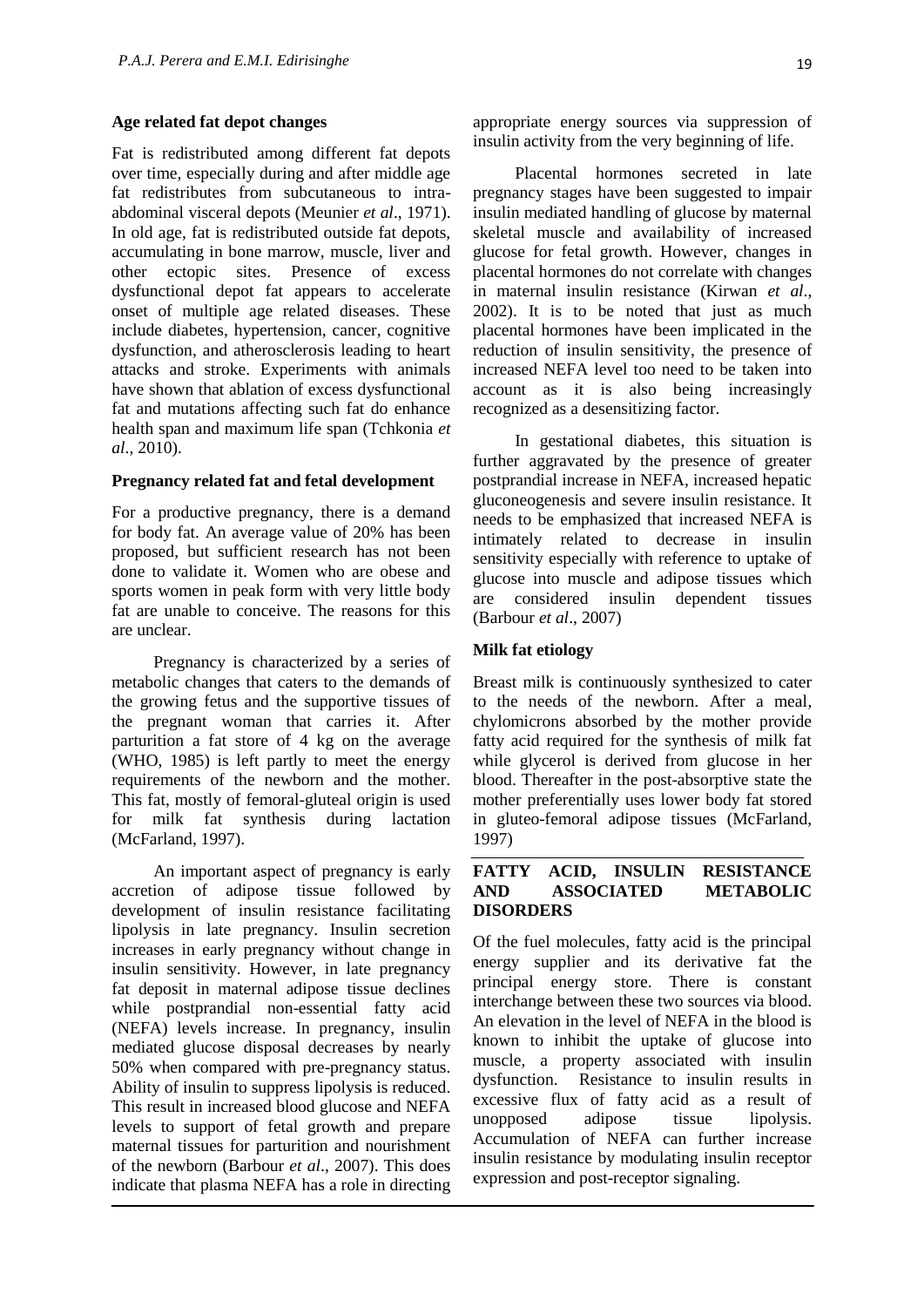### Age related fat depot changes

Fat is redistributed among different fat depots over time, especially during and after middle age fat redistributes from subcutaneous to intra-abdominal visceral depots (Meunier *et al*., 1971). In old age, fat is redistributed outside fat depots, accumulating in bone marrow, muscle, liver and other ectopic sites. Presence of excess dysfunctional depot fat appears to accelerate onset of multiple age related diseases. These include diabetes, hypertension, cancer, cognitive dysfunction, and atherosclerosis leading to heart attacks and stroke. Experiments with animals have shown that ablation of excess dysfunctional fat and mutations affecting such fat do enhance health span and maximum life span (Tchkonia *et al*., 2010).

### Pregnancy related fat and fetal development

For a productive pregnancy, there is a demand for body fat. An average value of 20% has been proposed, but sufficient research has not been done to validate it. Women who are obese and sports women in peak form with very little body fat are unable to conceive. The reasons for this are unclear.

Pregnancy is characterized by a series of metabolic changes that caters to the demands of the growing fetus and the supportive tissues of the pregnant woman that carries it. After parturition a fat store of 4 kg on the average (WHO, 1985) is left partly to meet the energy requirements of the newborn and the mother. This fat, mostly of femoral-gluteal origin is used for milk fat synthesis during lactation (McFarland, 1997).

An important aspect of pregnancy is early accretion of adipose tissue followed by development of insulin resistance facilitating lipolysis in late pregnancy. Insulin secretion increases in early pregnancy without change in insulin sensitivity. However, in late pregnancy fat deposit in maternal adipose tissue declines while postprandial non-essential fatty acid (NEFA) levels increase. In pregnancy, insulin mediated glucose disposal decreases by nearly 50% when compared with pre-pregnancy status. Ability of insulin to suppress lipolysis is reduced. This result in increased blood glucose and NEFA levels to support of fetal growth and prepare maternal tissues for parturition and nourishment of the newborn (Barbour *et al*., 2007). This does indicate that plasma NEFA has a role in directing appropriate energy sources via suppression of insulin activity from the very beginning of life.

Placental hormones secreted in late pregnancy stages have been suggested to impair insulin mediated handling of glucose by maternal skeletal muscle and availability of increased glucose for fetal growth. However, changes in placental hormones do not correlate with changes in maternal insulin resistance (Kirwan *et al*., 2002). It is to be noted that just as much placental hormones have been implicated in the reduction of insulin sensitivity, the presence of increased NEFA level too need to be taken into account as it is also being increasingly recognized as a desensitizing factor.

In gestational diabetes, this situation is further aggravated by the presence of greater postprandial increase in NEFA, increased hepatic gluconeogenesis and severe insulin resistance. It needs to be emphasized that increased NEFA is intimately related to decrease in insulin sensitivity especially with reference to uptake of glucose into muscle and adipose tissues which are considered insulin dependent tissues (Barbour *et al*., 2007)

### Milk fat etiology

Breast milk is continuously synthesized to cater to the needs of the newborn. After a meal, chylomicrons absorbed by the mother provide fatty acid required for the synthesis of milk fat while glycerol is derived from glucose in her blood. Thereafter in the post-absorptive state the mother preferentially uses lower body fat stored in gluteo-femoral adipose tissues (McFarland, 1997)

## FATTY ACID, INSULIN RESISTANCE AND ASSOCIATED METABOLIC DISORDERS

Of the fuel molecules, fatty acid is the principal energy supplier and its derivative fat the principal energy store. There is constant interchange between these two sources via blood. An elevation in the level of NEFA in the blood is known to inhibit the uptake of glucose into muscle, a property associated with insulin dysfunction. Resistance to insulin results in excessive flux of fatty acid as a result of unopposed adipose tissue lipolysis. Accumulation of NEFA can further increase insulin resistance by modulating insulin receptor expression and post-receptor signaling.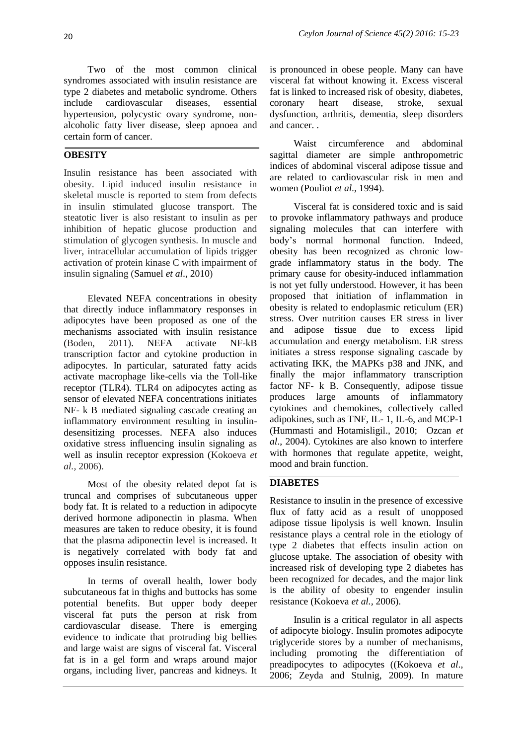Two of the most common clinical syndromes associated with insulin resistance are type 2 diabetes and metabolic syndrome. Others include cardiovascular diseases, essential hypertension, polycystic ovary syndrome, non-alcoholic fatty liver disease, sleep apnoea and certain form of cancer.

## OBESITY

Insulin resistance has been associated with obesity. Lipid induced insulin resistance in skeletal muscle is reported to stem from defects in insulin stimulated glucose transport. The steatotic liver is also resistant to insulin as per inhibition of hepatic glucose production and stimulation of glycogen synthesis. In muscle and liver, intracellular accumulation of lipids trigger activation of protein kinase C with impairment of insulin signaling (Samuel *et al*., 2010)

Elevated NEFA concentrations in obesity that directly induce inflammatory responses in adipocytes have been proposed as one of the mechanisms associated with insulin resistance (Boden, 2011). NEFA activate NF-kB transcription factor and cytokine production in adipocytes. In particular, saturated fatty acids activate macrophage like-cells via the Toll-like receptor (TLR4). TLR4 on adipocytes acting as sensor of elevated NEFA concentrations initiates NF- k B mediated signaling cascade creating an inflammatory environment resulting in insulin-desensitizing processes. NEFA also induces oxidative stress influencing insulin signaling as well as insulin receptor expression (Kokoeva *et al.,* 2006).

Most of the obesity related depot fat is truncal and comprises of subcutaneous upper body fat. It is related to a reduction in adipocyte derived hormone adiponectin in plasma. When measures are taken to reduce obesity, it is found that the plasma adiponectin level is increased. It is negatively correlated with body fat and opposes insulin resistance.

In terms of overall health, lower body subcutaneous fat in thighs and buttocks has some potential benefits. But upper body deeper visceral fat puts the person at risk from cardiovascular disease. There is emerging evidence to indicate that protruding big bellies and large waist are signs of visceral fat. Visceral fat is in a gel form and wraps around major organs, including liver, pancreas and kidneys. It is pronounced in obese people. Many can have visceral fat without knowing it. Excess visceral fat is linked to increased risk of obesity, diabetes, coronary heart disease, stroke, sexual dysfunction, arthritis, dementia, sleep disorders and cancer. .

Waist circumference and abdominal sagittal diameter are simple anthropometric indices of abdominal visceral adipose tissue and are related to cardiovascular risk in men and women (Pouliot *et al*., 1994).

Visceral fat is considered toxic and is said to provoke inflammatory pathways and produce signaling molecules that can interfere with body's normal hormonal function. Indeed, obesity has been recognized as chronic low-grade inflammatory status in the body. The primary cause for obesity-induced inflammation is not yet fully understood. However, it has been proposed that initiation of inflammation in obesity is related to endoplasmic reticulum (ER) stress. Over nutrition causes ER stress in liver and adipose tissue due to excess lipid accumulation and energy metabolism. ER stress initiates a stress response signaling cascade by activating IKK, the MAPKs p38 and JNK, and finally the major inflammatory transcription factor NF- k B. Consequently, adipose tissue produces large amounts of inflammatory cytokines and chemokines, collectively called adipokines, such as TNF, IL- 1, IL-6, and MCP-1 (Hummasti and Hotamisligil., 2010; Ozcan *et al*., 2004). Cytokines are also known to interfere with hormones that regulate appetite, weight, mood and brain function.

## DIABETES

Resistance to insulin in the presence of excessive flux of fatty acid as a result of unopposed adipose tissue lipolysis is well known. Insulin resistance plays a central role in the etiology of type 2 diabetes that effects insulin action on glucose uptake. The association of obesity with increased risk of developing type 2 diabetes has been recognized for decades, and the major link is the ability of obesity to engender insulin resistance (Kokoeva *et al.,* 2006).

Insulin is a critical regulator in all aspects of adipocyte biology. Insulin promotes adipocyte triglyceride stores by a number of mechanisms, including promoting the differentiation of preadipocytes to adipocytes ((Kokoeva *et al*., 2006; Zeyda and Stulnig, 2009). In mature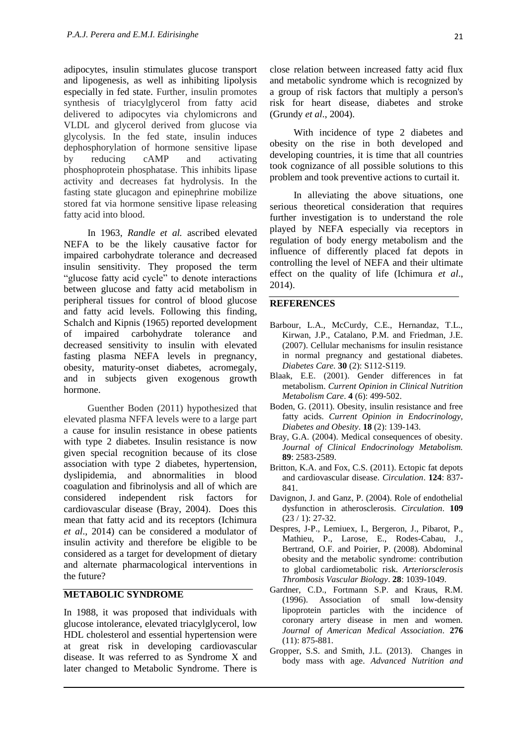adipocytes, insulin stimulates glucose transport and lipogenesis, as well as inhibiting lipolysis especially in fed state. Further, insulin promotes synthesis of triacylglycerol from fatty acid delivered to adipocytes via chylomicrons and VLDL and glycerol derived from glucose via glycolysis. In the fed state, insulin induces dephosphorylation of hormone sensitive lipase by reducing cAMP and activating phosphoprotein phosphatase. This inhibits lipase activity and decreases fat hydrolysis. In the fasting state glucagon and epinephrine mobilize stored fat via hormone sensitive lipase releasing fatty acid into blood.

In 1963, *Randle et al.* ascribed elevated NEFA to be the likely causative factor for impaired carbohydrate tolerance and decreased insulin sensitivity. They proposed the term "glucose fatty acid cycle" to denote interactions between glucose and fatty acid metabolism in peripheral tissues for control of blood glucose and fatty acid levels. Following this finding, Schalch and Kipnis (1965) reported development of impaired carbohydrate tolerance and decreased sensitivity to insulin with elevated fasting plasma NEFA levels in pregnancy, obesity, maturity-onset diabetes, acromegaly, and in subjects given exogenous growth hormone.

Guenther Boden (2011) hypothesized that elevated plasma NFFA levels were to a large part a cause for insulin resistance in obese patients with type 2 diabetes. Insulin resistance is now given special recognition because of its close association with type 2 diabetes, hypertension, dyslipidemia, and abnormalities in blood coagulation and fibrinolysis and all of which are considered independent risk factors for cardiovascular disease (Bray, 2004). Does this mean that fatty acid and its receptors (Ichimura *et al*., 2014) can be considered a modulator of insulin activity and therefore be eligible to be considered as a target for development of dietary and alternate pharmacological interventions in the future?

## METABOLIC SYNDROME

In 1988, it was proposed that individuals with glucose intolerance, elevated triacylglycerol, low HDL cholesterol and essential hypertension were at great risk in developing cardiovascular disease. It was referred to as Syndrome X and later changed to Metabolic Syndrome. There is close relation between increased fatty acid flux and metabolic syndrome which is recognized by a group of risk factors that multiply a person's risk for heart disease, diabetes and stroke (Grundy *et al*., 2004).

With incidence of type 2 diabetes and obesity on the rise in both developed and developing countries, it is time that all countries took cognizance of all possible solutions to this problem and took preventive actions to curtail it.

In alleviating the above situations, one serious theoretical consideration that requires further investigation is to understand the role played by NEFA especially via receptors in regulation of body energy metabolism and the influence of differently placed fat depots in controlling the level of NEFA and their ultimate effect on the quality of life (Ichimura *et al*., 2014).

## REFERENCES

Barbour, L.A., McCurdy, C.E., Hernandaz, T.L., Kirwan, J.P., Catalano, P.M. and Friedman, J.E. (2007). Cellular mechanisms for insulin resistance in normal pregnancy and gestational diabetes. *Diabetes Care.* **30** (2): S112-S119.

Blaak, E.E. (2001). Gender differences in fat metabolism. *Current Opinion in Clinical Nutrition Metabolism Care*. **4** (6): 499-502.

Boden, G. (2011). Obesity, insulin resistance and free fatty acids. *Current Opinion in Endocrinology, Diabetes and Obesity*. **18** (2): 139-143.

Bray, G.A. (2004). Medical consequences of obesity. *Journal of Clinical Endocrinology Metabolism.* **89**: 2583-2589.

Britton, K.A. and Fox, C.S. (2011). Ectopic fat depots and cardiovascular disease. *Circulation*. **124**: 837-841.

Davignon, J. and Ganz, P. (2004). Role of endothelial dysfunction in atherosclerosis. *Circulation*. **109** (23 / 1): 27-32.

Despres, J-P., Lemiuex, I., Bergeron, J., Pibarot, P., Mathieu, P., Larose, E., Rodes-Cabau, J., Bertrand, O.F. and Poirier, P. (2008). Abdominal obesity and the metabolic syndrome: contribution to global cardiometabolic risk. *Arteriorsclerosis Thrombosis Vascular Biology*. **28**: 1039-1049.

Gardner, C.D., Fortmann S.P. and Kraus, R.M. (1996). Association of small low-density lipoprotein particles with the incidence of coronary artery disease in men and women. *Journal of American Medical Association*. **276** (11): 875-881.

Gropper, S.S. and Smith, J.L. (2013). Changes in body mass with age. *Advanced Nutrition and*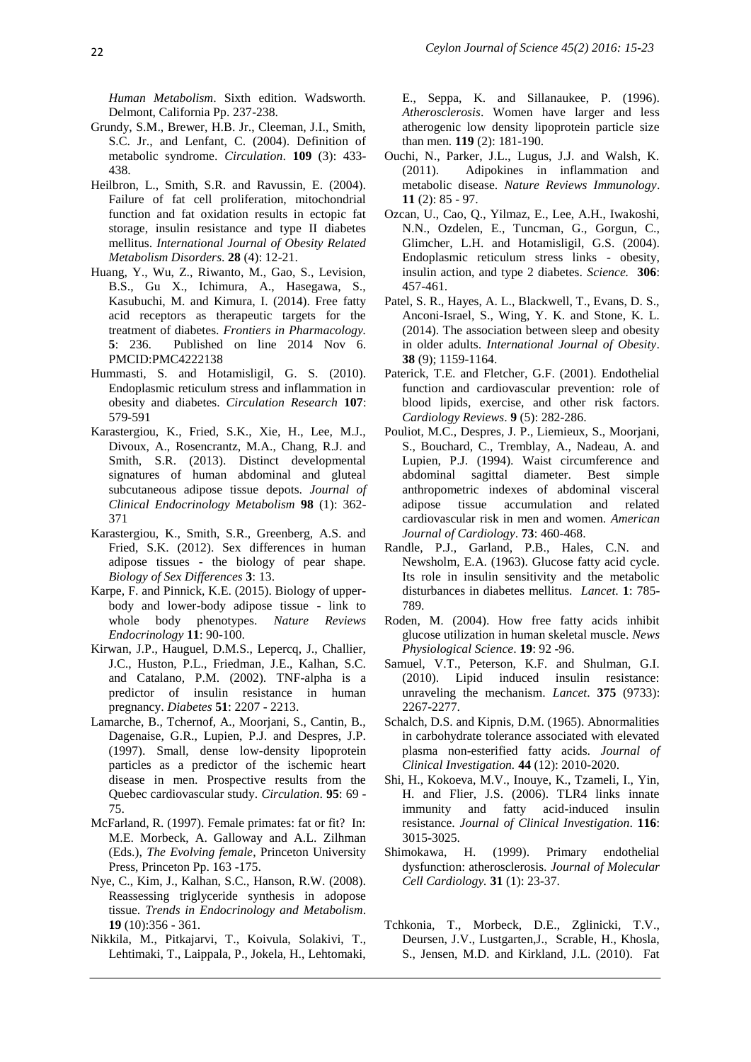*Human Metabolism*. Sixth edition. Wadsworth. Delmont, California Pp. 237-238.

Grundy, S.M., Brewer, H.B. Jr., Cleeman, J.I., Smith, S.C. Jr., and Lenfant, C. (2004). Definition of metabolic syndrome. *Circulation*. **109** (3): 433-438.

Heilbron, L., Smith, S.R. and Ravussin, E. (2004). Failure of fat cell proliferation, mitochondrial function and fat oxidation results in ectopic fat storage, insulin resistance and type II diabetes mellitus. *International Journal of Obesity Related Metabolism Disorders*. **28** (4): 12-21.

Huang, Y., Wu, Z., Riwanto, M., Gao, S., Levision, B.S., Gu X., Ichimura, A., Hasegawa, S., Kasubuchi, M. and Kimura, I. (2014). Free fatty acid receptors as therapeutic targets for the treatment of diabetes. *Frontiers in Pharmacology.* **5**: 236. Published on line 2014 Nov 6. PMCID:PMC4222138

Hummasti, S. and Hotamisligil, G. S. (2010). Endoplasmic reticulum stress and inflammation in obesity and diabetes. *Circulation Research* **107**: 579-591

Karastergiou, K., Fried, S.K., Xie, H., Lee, M.J., Divoux, A., Rosencrantz, M.A., Chang, R.J. and Smith, S.R. (2013). Distinct developmental signatures of human abdominal and gluteal subcutaneous adipose tissue depots. *Journal of Clinical Endocrinology Metabolism* **98** (1): 362-371

Karastergiou, K., Smith, S.R., Greenberg, A.S. and Fried, S.K. (2012). Sex differences in human adipose tissues - the biology of pear shape. *Biology of Sex Differences* **3**: 13.

Karpe, F. and Pinnick, K.E. (2015). Biology of upper-body and lower-body adipose tissue - link to whole body phenotypes. *Nature Reviews Endocrinology* **11**: 90-100.

Kirwan, J.P., Hauguel, D.M.S., Lepercq, J., Challier, J.C., Huston, P.L., Friedman, J.E., Kalhan, S.C. and Catalano, P.M. (2002). TNF-alpha is a predictor of insulin resistance in human pregnancy. *Diabetes* **51**: 2207 - 2213.

Lamarche, B., Tchernof, A., Moorjani, S., Cantin, B., Dagenaise, G.R., Lupien, P.J. and Despres, J.P. (1997). Small, dense low-density lipoprotein particles as a predictor of the ischemic heart disease in men. Prospective results from the Quebec cardiovascular study. *Circulation*. **95**: 69 - 75.

McFarland, R. (1997). Female primates: fat or fit? In: M.E. Morbeck, A. Galloway and A.L. Zilhman (Eds.), *The Evolving female*, Princeton University Press, Princeton Pp. 163 -175.

Nye, C., Kim, J., Kalhan, S.C., Hanson, R.W. (2008). Reassessing triglyceride synthesis in adopose tissue. *Trends in Endocrinology and Metabolism*. **19** (10):356 - 361.

Nikkila, M., Pitkajarvi, T., Koivula, Solakivi, T., Lehtimaki, T., Laippala, P., Jokela, H., Lehtomaki, E., Seppa, K. and Sillanaukee, P. (1996). *Atherosclerosis*. Women have larger and less atherogenic low density lipoprotein particle size than men. **119** (2): 181-190.

Ouchi, N., Parker, J.L., Lugus, J.J. and Walsh, K. (2011). Adipokines in inflammation and metabolic disease. *Nature Reviews Immunology*. **11** (2): 85 - 97.

Ozcan, U., Cao, Q., Yilmaz, E., Lee, A.H., Iwakoshi, N.N., Ozdelen, E., Tuncman, G., Gorgun, C., Glimcher, L.H. and Hotamisligil, G.S. (2004). Endoplasmic reticulum stress links - obesity, insulin action, and type 2 diabetes. *Science.* **306**: 457-461.

Patel, S. R., Hayes, A. L., Blackwell, T., Evans, D. S., Anconi-Israel, S., Wing, Y. K. and Stone, K. L. (2014). The association between sleep and obesity in older adults. *International Journal of Obesity*. **38** (9); 1159-1164.

Paterick, T.E. and Fletcher, G.F. (2001). Endothelial function and cardiovascular prevention: role of blood lipids, exercise, and other risk factors. *Cardiology Reviews*. **9** (5): 282-286.

Pouliot, M.C., Despres, J. P., Liemieux, S., Moorjani, S., Bouchard, C., Tremblay, A., Nadeau, A. and Lupien, P.J. (1994). Waist circumference and abdominal sagittal diameter. Best simple anthropometric indexes of abdominal visceral adipose tissue accumulation and related cardiovascular risk in men and women. *American Journal of Cardiology*. **73**: 460-468.

Randle, P.J., Garland, P.B., Hales, C.N. and Newsholm, E.A. (1963). Glucose fatty acid cycle. Its role in insulin sensitivity and the metabolic disturbances in diabetes mellitus. *Lancet*. **1**: 785-789.

Roden, M. (2004). How free fatty acids inhibit glucose utilization in human skeletal muscle. *News Physiological Science*. **19**: 92 -96.

Samuel, V.T., Peterson, K.F. and Shulman, G.I. (2010). Lipid induced insulin resistance: unraveling the mechanism. *Lancet*. **375** (9733): 2267-2277.

Schalch, D.S. and Kipnis, D.M. (1965). Abnormalities in carbohydrate tolerance associated with elevated plasma non-esterified fatty acids. *Journal of Clinical Investigation.* **44** (12): 2010-2020.

Shi, H., Kokoeva, M.V., Inouye, K., Tzameli, I., Yin, H. and Flier, J.S. (2006). TLR4 links innate immunity and fatty acid-induced insulin resistance. *Journal of Clinical Investigation*. **116**: 3015-3025.

Shimokawa, H. (1999). Primary endothelial dysfunction: atherosclerosis. *Journal of Molecular Cell Cardiology.* **31** (1): 23-37.

Tchkonia, T., Morbeck, D.E., Zglinicki, T.V., Deursen, J.V., Lustgarten,J., Scrable, H., Khosla, S., Jensen, M.D. and Kirkland, J.L. (2010). Fat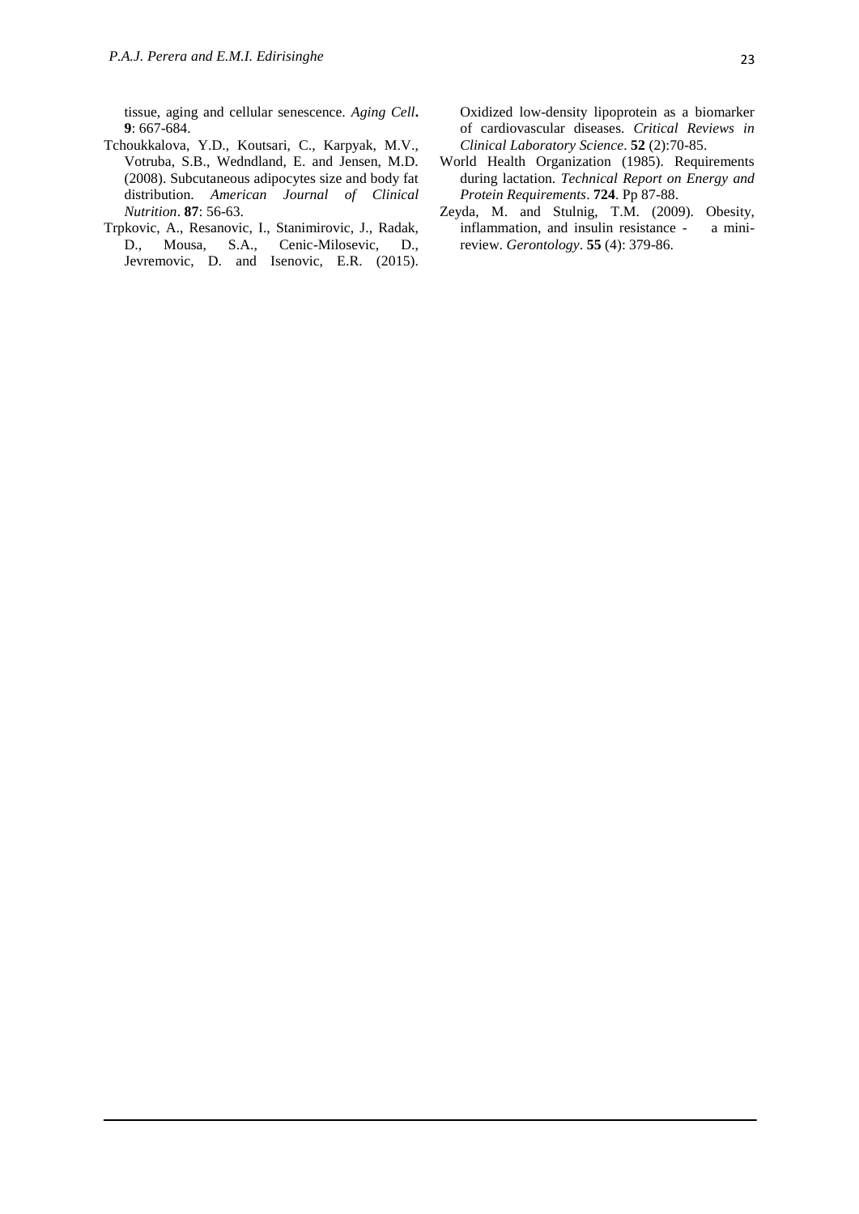tissue, aging and cellular senescence. *Aging Cell***. 9**: 667-684.

Tchoukkalova, Y.D., Koutsari, C., Karpyak, M.V., Votruba, S.B., Wedndland, E. and Jensen, M.D. (2008). Subcutaneous adipocytes size and body fat distribution. *American Journal of Clinical Nutrition*. **87**: 56-63.

Trpkovic, A., Resanovic, I., Stanimirovic, J., Radak, D., Mousa, S.A., Cenic-Milosevic, D., Jevremovic, D. and Isenovic, E.R. (2015). Oxidized low-density lipoprotein as a biomarker of cardiovascular diseases. *Critical Reviews in Clinical Laboratory Science*. **52** (2):70-85.

World Health Organization (1985). Requirements during lactation. *Technical Report on Energy and Protein Requirements*. **724**. Pp 87-88.

Zeyda, M. and Stulnig, T.M. (2009). Obesity, inflammation, and insulin resistance - a mini-review. *Gerontology*. **55** (4): 379-86.